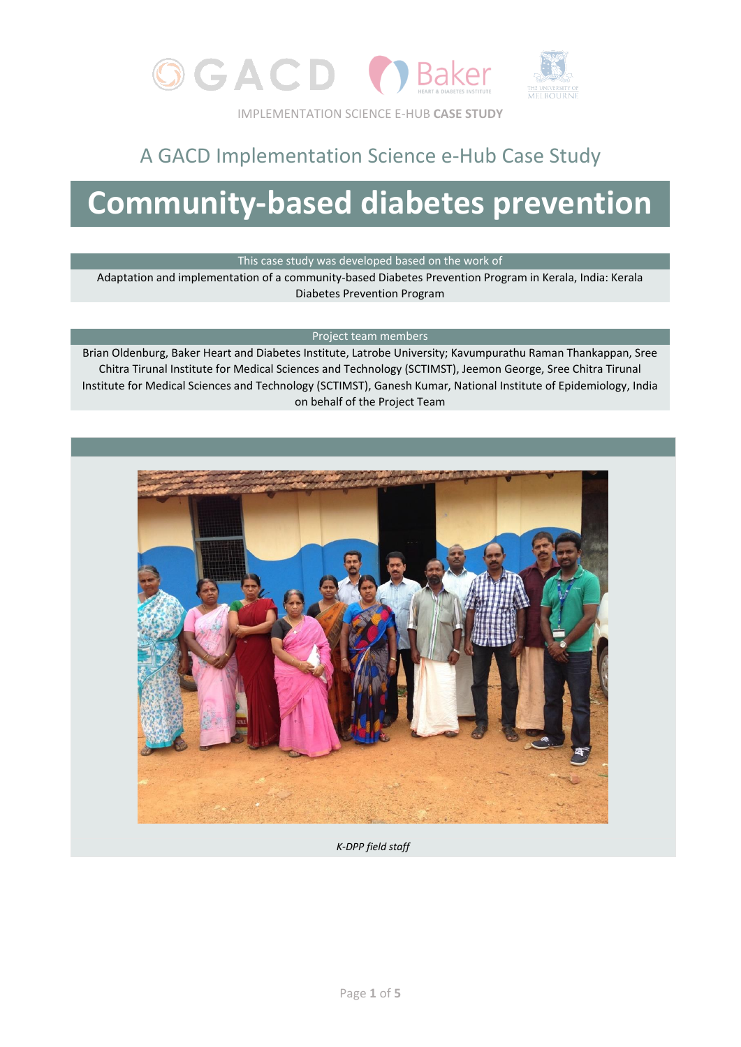IMPLEMENTATION SCIENCE E-HUB **CASE STUDY**

## A GACD Implementation Science e-Hub Case Study

# Community-based diabetes prevention

**This case study was developed based on the work of**

Adaptation and implementation of a community-based Diabetes Prevention Program in Kerala, India: Kerala Diabetes Prevention Program

**Project team members**

Brian Oldenburg, Baker Heart and Diabetes Institute, Latrobe University; Kavumpurathu Raman Thankappan, Sree Chitra Tirunal Institute for Medical Sciences and Technology (SCTIMST), Jeemon George, Sree Chitra Tirunal Institute for Medical Sciences and Technology (SCTIMST), Ganesh Kumar, National Institute of Epidemiology, India on behalf of the Project Team

*K-DPP field staff*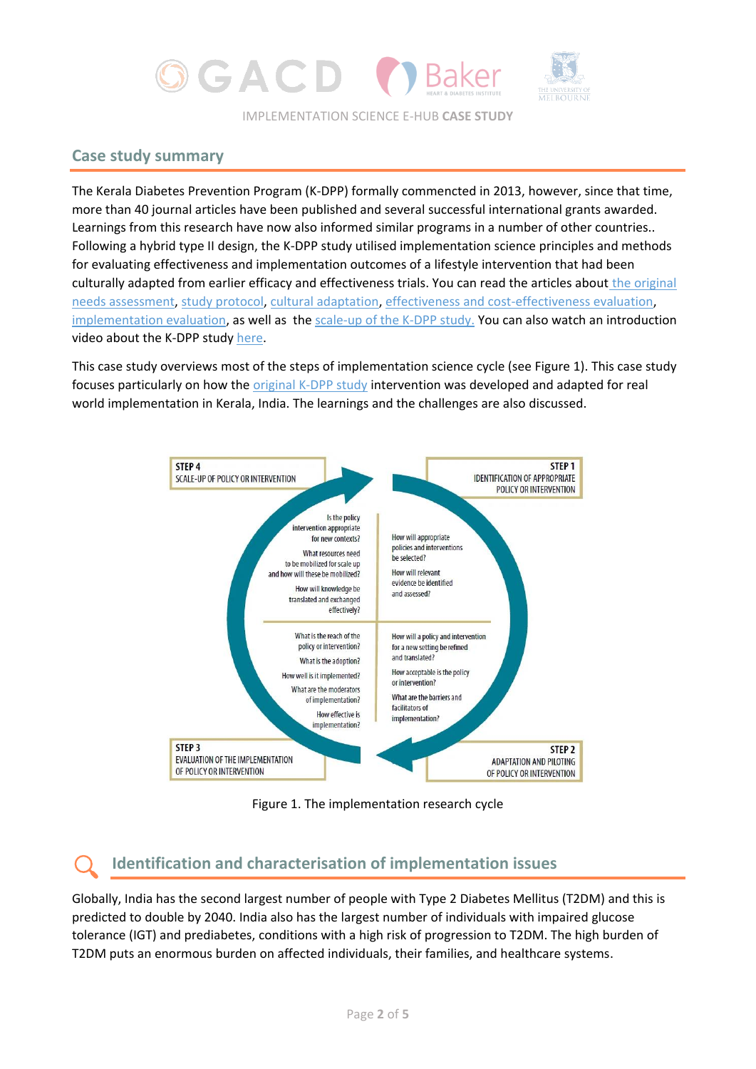IMPLEMENTATION SCIENCE E-HUB **CASE STUDY**

## Case study summary

The Kerala Diabetes Prevention Program (K-DPP) formally commencted in 2013, however, since that time, more than 40 journal articles have been published and several successful international grants awarded. Learnings from this research have now also informed similar programs in a number of other countries.. Following a hybrid type II design, the K-DPP study utilised implementation science principles and methods for evaluating effectiveness and implementation outcomes of a lifestyle intervention that had been culturally adapted from earlier efficacy and effectiveness trials. You can read the articles about the original needs assessment, study protocol, cultural adaptation, effectiveness and cost-effectiveness evaluation, implementation evaluation, as well as the scale-up of the K-DPP study. You can also watch an introduction video about the K-DPP study here.

This case study overviews most of the steps of implementation science cycle (see Figure 1). This case study focuses particularly on how the original K-DPP study intervention was developed and adapted for real world implementation in Kerala, India. The learnings and the challenges are also discussed.

**STEP 1** IDENTIFICATION OF APPROPRIATE POLICY OR INTERVENTION
- How will appropriate policies and interventions be selected?
- How will relevant evidence be identified and assessed?

**STEP 2** ADAPTATION AND PILOTING OF POLICY OR INTERVENTION
- How will a policy and intervention for a new setting be refined and translated?
- How acceptable is the policy or intervention?
- What are the barriers and facilitators of implementation?

**STEP 3** EVALUATION OF THE IMPLEMENTATION OF POLICY OR INTERVENTION
- What is the reach of the policy or intervention?
- What is the adoption?
- How well is it implemented?
- What are the moderators of implementation?
- How effective is implementation?

**STEP 4** SCALE-UP OF POLICY OR INTERVENTION
- Is the policy intervention appropriate for new contexts?
- What resources need to be mobilized for scale up and how will these be mobilized?
- How will knowledge be translated and exchanged effectively?

Figure 1. The implementation research cycle

## Identification and characterisation of implementation issues

Globally, India has the second largest number of people with Type 2 Diabetes Mellitus (T2DM) and this is predicted to double by 2040. India also has the largest number of individuals with impaired glucose tolerance (IGT) and prediabetes, conditions with a high risk of progression to T2DM. The high burden of T2DM puts an enormous burden on affected individuals, their families, and healthcare systems.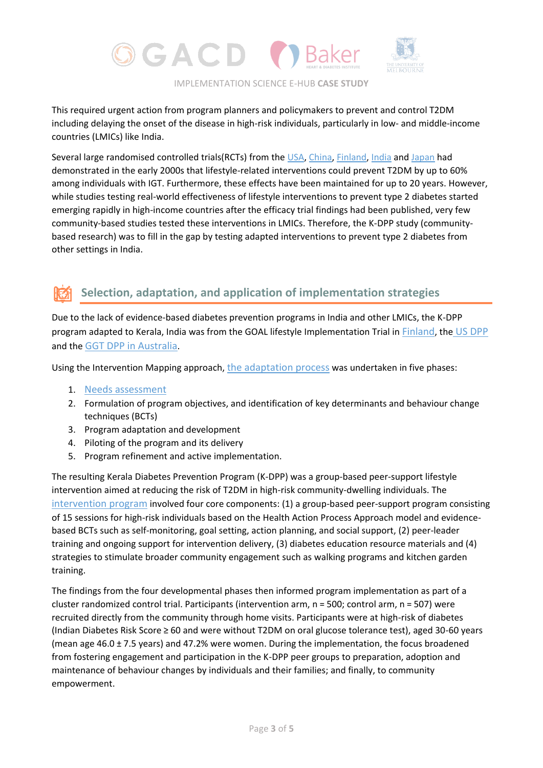This required urgent action from program planners and policymakers to prevent and control T2DM including delaying the onset of the disease in high-risk individuals, particularly in low- and middle-income countries (LMICs) like India.

Several large randomised controlled trials(RCTs) from the USA, China, Finland, India and Japan had demonstrated in the early 2000s that lifestyle-related interventions could prevent T2DM by up to 60% among individuals with IGT. Furthermore, these effects have been maintained for up to 20 years. However, while studies testing real-world effectiveness of lifestyle interventions to prevent type 2 diabetes started emerging rapidly in high-income countries after the efficacy trial findings had been published, very few community-based studies tested these interventions in LMICs. Therefore, the K-DPP study (community-based research) was to fill in the gap by testing adapted interventions to prevent type 2 diabetes from other settings in India.

## Selection, adaptation, and application of implementation strategies

Due to the lack of evidence-based diabetes prevention programs in India and other LMICs, the K-DPP program adapted to Kerala, India was from the GOAL lifestyle Implementation Trial in Finland, the US DPP and the GGT DPP in Australia.

Using the Intervention Mapping approach, the adaptation process was undertaken in five phases:

1. Needs assessment
2. Formulation of program objectives, and identification of key determinants and behaviour change techniques (BCTs)
3. Program adaptation and development
4. Piloting of the program and its delivery
5. Program refinement and active implementation.

The resulting Kerala Diabetes Prevention Program (K-DPP) was a group-based peer-support lifestyle intervention aimed at reducing the risk of T2DM in high-risk community-dwelling individuals. The intervention program involved four core components: (1) a group-based peer-support program consisting of 15 sessions for high-risk individuals based on the Health Action Process Approach model and evidence-based BCTs such as self-monitoring, goal setting, action planning, and social support, (2) peer-leader training and ongoing support for intervention delivery, (3) diabetes education resource materials and (4) strategies to stimulate broader community engagement such as walking programs and kitchen garden training.

The findings from the four developmental phases then informed program implementation as part of a cluster randomized control trial. Participants (intervention arm, n = 500; control arm, n = 507) were recruited directly from the community through home visits. Participants were at high-risk of diabetes (Indian Diabetes Risk Score ≥ 60 and were without T2DM on oral glucose tolerance test), aged 30-60 years (mean age 46.0 ± 7.5 years) and 47.2% were women. During the implementation, the focus broadened from fostering engagement and participation in the K-DPP peer groups to preparation, adoption and maintenance of behaviour changes by individuals and their families; and finally, to community empowerment.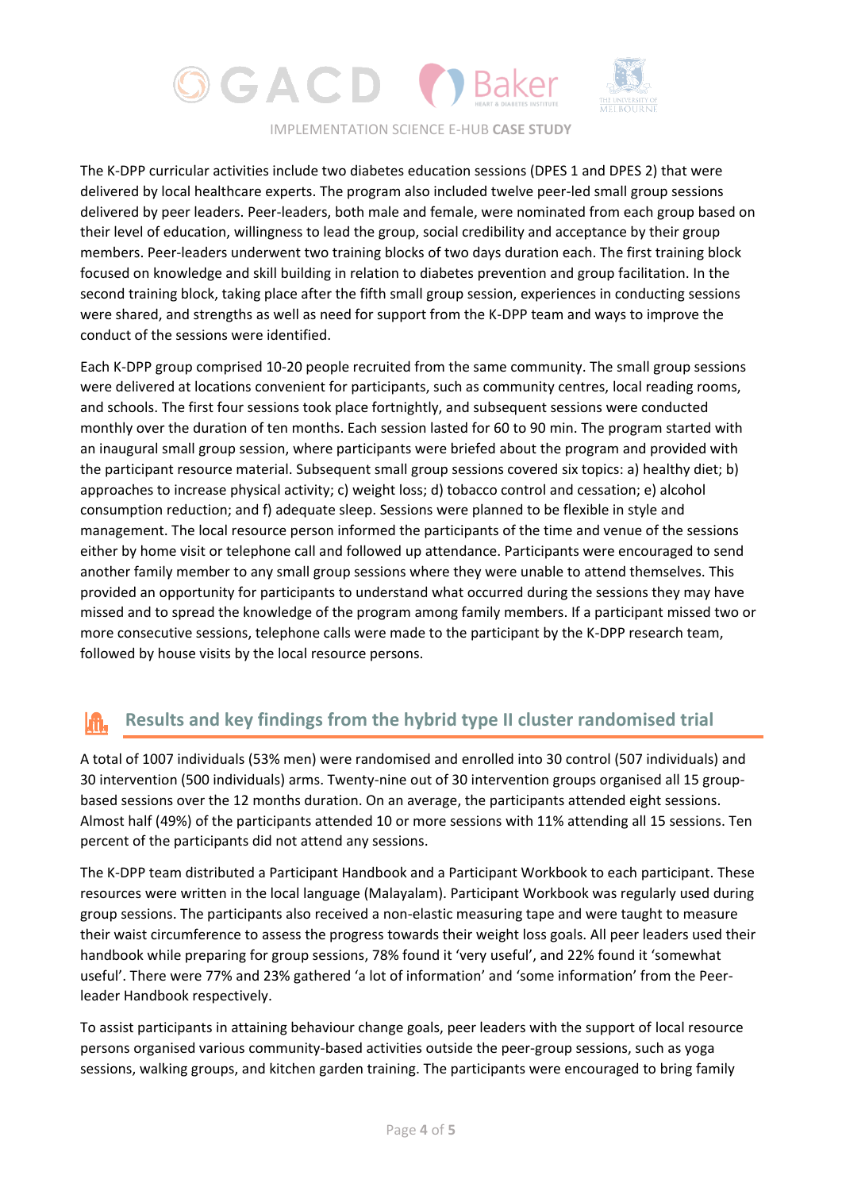The K-DPP curricular activities include two diabetes education sessions (DPES 1 and DPES 2) that were delivered by local healthcare experts. The program also included twelve peer-led small group sessions delivered by peer leaders. Peer-leaders, both male and female, were nominated from each group based on their level of education, willingness to lead the group, social credibility and acceptance by their group members. Peer-leaders underwent two training blocks of two days duration each. The first training block focused on knowledge and skill building in relation to diabetes prevention and group facilitation. In the second training block, taking place after the fifth small group session, experiences in conducting sessions were shared, and strengths as well as need for support from the K-DPP team and ways to improve the conduct of the sessions were identified.

Each K-DPP group comprised 10-20 people recruited from the same community. The small group sessions were delivered at locations convenient for participants, such as community centres, local reading rooms, and schools. The first four sessions took place fortnightly, and subsequent sessions were conducted monthly over the duration of ten months. Each session lasted for 60 to 90 min. The program started with an inaugural small group session, where participants were briefed about the program and provided with the participant resource material. Subsequent small group sessions covered six topics: a) healthy diet; b) approaches to increase physical activity; c) weight loss; d) tobacco control and cessation; e) alcohol consumption reduction; and f) adequate sleep. Sessions were planned to be flexible in style and management. The local resource person informed the participants of the time and venue of the sessions either by home visit or telephone call and followed up attendance. Participants were encouraged to send another family member to any small group sessions where they were unable to attend themselves. This provided an opportunity for participants to understand what occurred during the sessions they may have missed and to spread the knowledge of the program among family members. If a participant missed two or more consecutive sessions, telephone calls were made to the participant by the K-DPP research team, followed by house visits by the local resource persons.

## Results and key findings from the hybrid type II cluster randomised trial

A total of 1007 individuals (53% men) were randomised and enrolled into 30 control (507 individuals) and 30 intervention (500 individuals) arms. Twenty-nine out of 30 intervention groups organised all 15 group-based sessions over the 12 months duration. On an average, the participants attended eight sessions. Almost half (49%) of the participants attended 10 or more sessions with 11% attending all 15 sessions. Ten percent of the participants did not attend any sessions.

The K-DPP team distributed a Participant Handbook and a Participant Workbook to each participant. These resources were written in the local language (Malayalam). Participant Workbook was regularly used during group sessions. The participants also received a non-elastic measuring tape and were taught to measure their waist circumference to assess the progress towards their weight loss goals. All peer leaders used their handbook while preparing for group sessions, 78% found it 'very useful', and 22% found it 'somewhat useful'. There were 77% and 23% gathered 'a lot of information' and 'some information' from the Peer-leader Handbook respectively.

To assist participants in attaining behaviour change goals, peer leaders with the support of local resource persons organised various community-based activities outside the peer-group sessions, such as yoga sessions, walking groups, and kitchen garden training. The participants were encouraged to bring family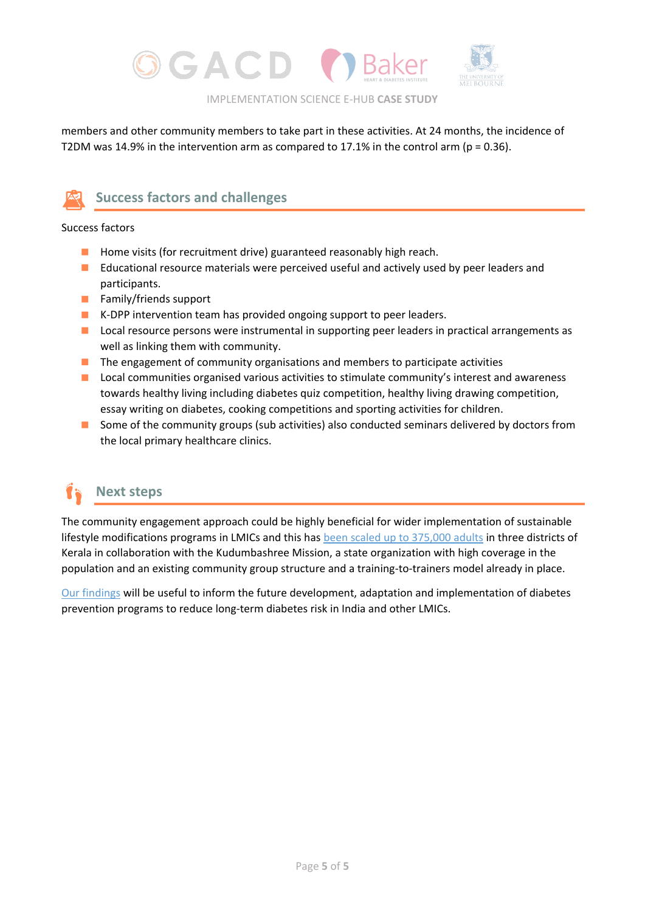members and other community members to take part in these activities. At 24 months, the incidence of T2DM was 14.9% in the intervention arm as compared to 17.1% in the control arm (p = 0.36).

## Success factors and challenges

Success factors

- Home visits (for recruitment drive) guaranteed reasonably high reach.
- Educational resource materials were perceived useful and actively used by peer leaders and participants.
- Family/friends support
- K-DPP intervention team has provided ongoing support to peer leaders.
- Local resource persons were instrumental in supporting peer leaders in practical arrangements as well as linking them with community.
- The engagement of community organisations and members to participate activities
- Local communities organised various activities to stimulate community's interest and awareness towards healthy living including diabetes quiz competition, healthy living drawing competition, essay writing on diabetes, cooking competitions and sporting activities for children.
- Some of the community groups (sub activities) also conducted seminars delivered by doctors from the local primary healthcare clinics.

## Next steps

The community engagement approach could be highly beneficial for wider implementation of sustainable lifestyle modifications programs in LMICs and this has been scaled up to 375,000 adults in three districts of Kerala in collaboration with the Kudumbashree Mission, a state organization with high coverage in the population and an existing community group structure and a training-to-trainers model already in place.

Our findings will be useful to inform the future development, adaptation and implementation of diabetes prevention programs to reduce long-term diabetes risk in India and other LMICs.